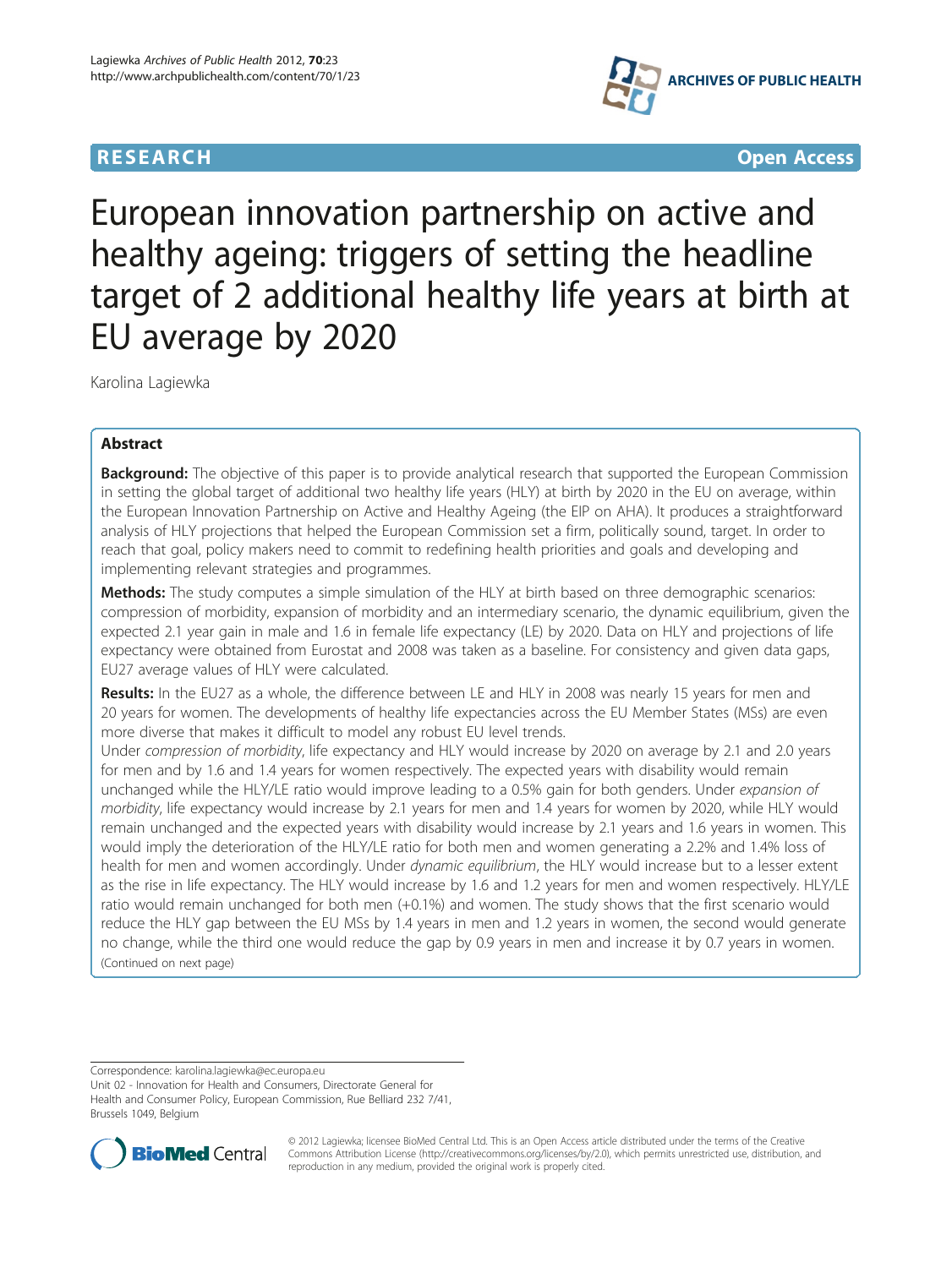RESEARCH **Open Access**

# European innovation partnership on active and healthy ageing: triggers of setting the headline target of 2 additional healthy life years at birth at EU average by 2020

Karolina Lagiewka

## Abstract

**Background:** The objective of this paper is to provide analytical research that supported the European Commission in setting the global target of additional two healthy life years (HLY) at birth by 2020 in the EU on average, within the European Innovation Partnership on Active and Healthy Ageing (the EIP on AHA). It produces a straightforward analysis of HLY projections that helped the European Commission set a firm, politically sound, target. In order to reach that goal, policy makers need to commit to redefining health priorities and goals and developing and implementing relevant strategies and programmes.

**Methods:** The study computes a simple simulation of the HLY at birth based on three demographic scenarios: compression of morbidity, expansion of morbidity and an intermediary scenario, the dynamic equilibrium, given the expected 2.1 year gain in male and 1.6 in female life expectancy (LE) by 2020. Data on HLY and projections of life expectancy were obtained from Eurostat and 2008 was taken as a baseline. For consistency and given data gaps, EU27 average values of HLY were calculated.

**Results:** In the EU27 as a whole, the difference between LE and HLY in 2008 was nearly 15 years for men and 20 years for women. The developments of healthy life expectancies across the EU Member States (MSs) are even more diverse that makes it difficult to model any robust EU level trends.

Under *compression of morbidity*, life expectancy and HLY would increase by 2020 on average by 2.1 and 2.0 years for men and by 1.6 and 1.4 years for women respectively. The expected years with disability would remain unchanged while the HLY/LE ratio would improve leading to a 0.5% gain for both genders. Under *expansion of morbidity*, life expectancy would increase by 2.1 years for men and 1.4 years for women by 2020, while HLY would remain unchanged and the expected years with disability would increase by 2.1 years and 1.6 years in women. This would imply the deterioration of the HLY/LE ratio for both men and women generating a 2.2% and 1.4% loss of health for men and women accordingly. Under *dynamic equilibrium*, the HLY would increase but to a lesser extent as the rise in life expectancy. The HLY would increase by 1.6 and 1.2 years for men and women respectively. HLY/LE ratio would remain unchanged for both men (+0.1%) and women. The study shows that the first scenario would reduce the HLY gap between the EU MSs by 1.4 years in men and 1.2 years in women, the second would generate no change, while the third one would reduce the gap by 0.9 years in men and increase it by 0.7 years in women.

(Continued on next page)

Correspondence: karolina.lagiewka@ec.europa.eu
Unit 02 - Innovation for Health and Consumers, Directorate General for Health and Consumer Policy, European Commission, Rue Belliard 232 7/41, Brussels 1049, Belgium

© 2012 Lagiewka; licensee BioMed Central Ltd. This is an Open Access article distributed under the terms of the Creative Commons Attribution License (http://creativecommons.org/licenses/by/2.0), which permits unrestricted use, distribution, and reproduction in any medium, provided the original work is properly cited.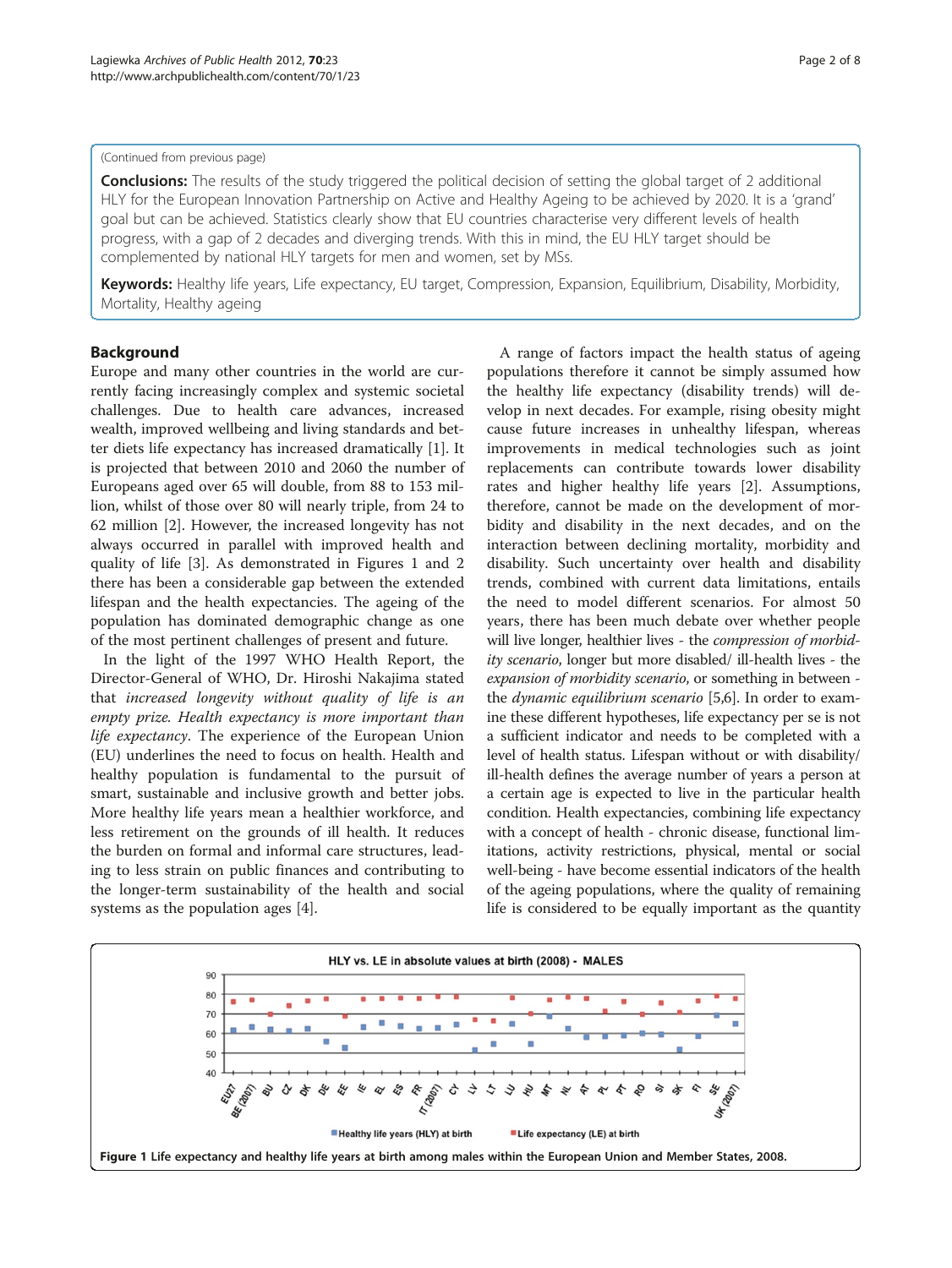(Continued from previous page)

**Conclusions:** The results of the study triggered the political decision of setting the global target of 2 additional HLY for the European Innovation Partnership on Active and Healthy Ageing to be achieved by 2020. It is a 'grand' goal but can be achieved. Statistics clearly show that EU countries characterise very different levels of health progress, with a gap of 2 decades and diverging trends. With this in mind, the EU HLY target should be complemented by national HLY targets for men and women, set by MSs.

**Keywords:** Healthy life years, Life expectancy, EU target, Compression, Expansion, Equilibrium, Disability, Morbidity, Mortality, Healthy ageing

## Background

Europe and many other countries in the world are currently facing increasingly complex and systemic societal challenges. Due to health care advances, increased wealth, improved wellbeing and living standards and better diets life expectancy has increased dramatically [1]. It is projected that between 2010 and 2060 the number of Europeans aged over 65 will double, from 88 to 153 million, whilst of those over 80 will nearly triple, from 24 to 62 million [2]. However, the increased longevity has not always occurred in parallel with improved health and quality of life [3]. As demonstrated in Figures 1 and 2 there has been a considerable gap between the extended lifespan and the health expectancies. The ageing of the population has dominated demographic change as one of the most pertinent challenges of present and future.

In the light of the 1997 WHO Health Report, the Director-General of WHO, Dr. Hiroshi Nakajima stated that *increased longevity without quality of life is an empty prize. Health expectancy is more important than life expectancy*. The experience of the European Union (EU) underlines the need to focus on health. Health and healthy population is fundamental to the pursuit of smart, sustainable and inclusive growth and better jobs. More healthy life years mean a healthier workforce, and less retirement on the grounds of ill health. It reduces the burden on formal and informal care structures, leading to less strain on public finances and contributing to the longer-term sustainability of the health and social systems as the population ages [4].

A range of factors impact the health status of ageing populations therefore it cannot be simply assumed how the healthy life expectancy (disability trends) will develop in next decades. For example, rising obesity might cause future increases in unhealthy lifespan, whereas improvements in medical technologies such as joint replacements can contribute towards lower disability rates and higher healthy life years [2]. Assumptions, therefore, cannot be made on the development of morbidity and disability in the next decades, and on the interaction between declining mortality, morbidity and disability. Such uncertainty over health and disability trends, combined with current data limitations, entails the need to model different scenarios. For almost 50 years, there has been much debate over whether people will live longer, healthier lives - the *compression of morbidity scenario*, longer but more disabled/ ill-health lives - the *expansion of morbidity scenario*, or something in between - the *dynamic equilibrium scenario* [5,6]. In order to examine these different hypotheses, life expectancy per se is not a sufficient indicator and needs to be completed with a level of health status. Lifespan without or with disability/ ill-health defines the average number of years a person at a certain age is expected to live in the particular health condition. Health expectancies, combining life expectancy with a concept of health - chronic disease, functional limitations, activity restrictions, physical, mental or social well-being - have become essential indicators of the health of the ageing populations, where the quality of remaining life is considered to be equally important as the quantity

HLY vs. LE in absolute values at birth (2008) - MALES

90
80
70
60
50
40

EU27, BE (2007), BU, CZ, DK, DE, EE, IE, EL, ES, FR, IT (2007), CY, LV, LT, LU, HU, MT, NL, AT, PL, PT, RO, SI, SK, FI, SE, UK (2007)

Healthy life years (HLY) at birth
Life expectancy (LE) at birth

**Figure 1 Life expectancy and healthy life years at birth among males within the European Union and Member States, 2008.**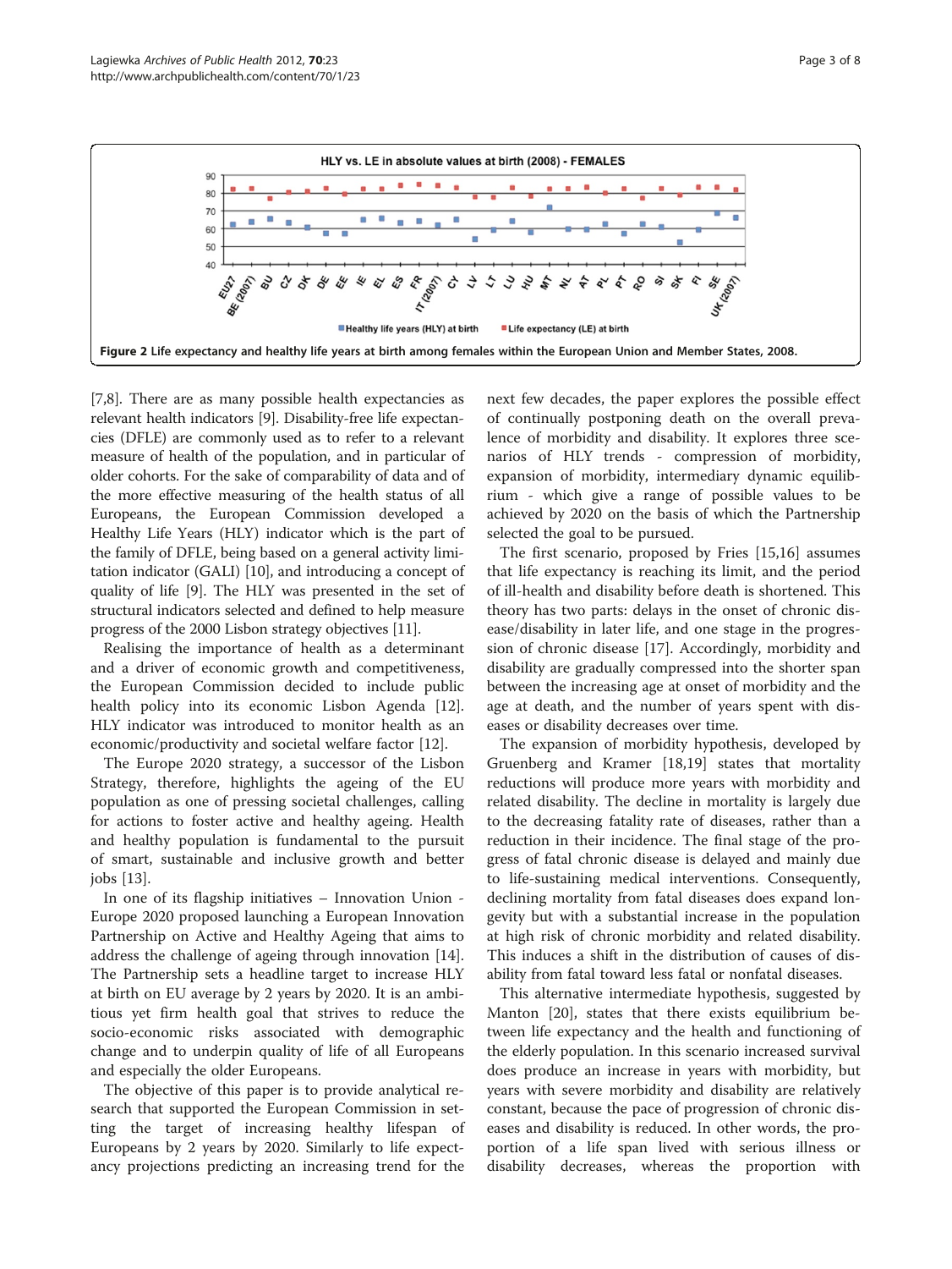HLY vs. LE in absolute values at birth (2008) - FEMALES

90
80
70
60
50
40

EU27, BE (2007), BU, CZ, DK, DE, EE, IE, EL, ES, FR, IT (2007), CY, LV, LT, LU, HU, MT, NL, AT, PL, PT, RO, SI, SK, FI, SE, UK (2007)

Healthy life years (HLY) at birth ■ Life expectancy (LE) at birth

**Figure 2** Life expectancy and healthy life years at birth among females within the European Union and Member States, 2008.

[7,8]. There are as many possible health expectancies as relevant health indicators [9]. Disability-free life expectancies (DFLE) are commonly used as to refer to a relevant measure of health of the population, and in particular of older cohorts. For the sake of comparability of data and of the more effective measuring of the health status of all Europeans, the European Commission developed a Healthy Life Years (HLY) indicator which is the part of the family of DFLE, being based on a general activity limitation indicator (GALI) [10], and introducing a concept of quality of life [9]. The HLY was presented in the set of structural indicators selected and defined to help measure progress of the 2000 Lisbon strategy objectives [11].

Realising the importance of health as a determinant and a driver of economic growth and competitiveness, the European Commission decided to include public health policy into its economic Lisbon Agenda [12]. HLY indicator was introduced to monitor health as an economic/productivity and societal welfare factor [12].

The Europe 2020 strategy, a successor of the Lisbon Strategy, therefore, highlights the ageing of the EU population as one of pressing societal challenges, calling for actions to foster active and healthy ageing. Health and healthy population is fundamental to the pursuit of smart, sustainable and inclusive growth and better jobs [13].

In one of its flagship initiatives – Innovation Union - Europe 2020 proposed launching a European Innovation Partnership on Active and Healthy Ageing that aims to address the challenge of ageing through innovation [14]. The Partnership sets a headline target to increase HLY at birth on EU average by 2 years by 2020. It is an ambitious yet firm health goal that strives to reduce the socio-economic risks associated with demographic change and to underpin quality of life of all Europeans and especially the older Europeans.

The objective of this paper is to provide analytical research that supported the European Commission in setting the target of increasing healthy lifespan of Europeans by 2 years by 2020. Similarly to life expectancy projections predicting an increasing trend for the next few decades, the paper explores the possible effect of continually postponing death on the overall prevalence of morbidity and disability. It explores three scenarios of HLY trends - compression of morbidity, expansion of morbidity, intermediary dynamic equilibrium - which give a range of possible values to be achieved by 2020 on the basis of which the Partnership selected the goal to be pursued.

The first scenario, proposed by Fries [15,16] assumes that life expectancy is reaching its limit, and the period of ill-health and disability before death is shortened. This theory has two parts: delays in the onset of chronic disease/disability in later life, and one stage in the progression of chronic disease [17]. Accordingly, morbidity and disability are gradually compressed into the shorter span between the increasing age at onset of morbidity and the age at death, and the number of years spent with diseases or disability decreases over time.

The expansion of morbidity hypothesis, developed by Gruenberg and Kramer [18,19] states that mortality reductions will produce more years with morbidity and related disability. The decline in mortality is largely due to the decreasing fatality rate of diseases, rather than a reduction in their incidence. The final stage of the progress of fatal chronic disease is delayed and mainly due to life-sustaining medical interventions. Consequently, declining mortality from fatal diseases does expand longevity but with a substantial increase in the population at high risk of chronic morbidity and related disability. This induces a shift in the distribution of causes of disability from fatal toward less fatal or nonfatal diseases.

This alternative intermediate hypothesis, suggested by Manton [20], states that there exists equilibrium between life expectancy and the health and functioning of the elderly population. In this scenario increased survival does produce an increase in years with morbidity, but years with severe morbidity and disability are relatively constant, because the pace of progression of chronic diseases and disability is reduced. In other words, the proportion of a life span lived with serious illness or disability decreases, whereas the proportion with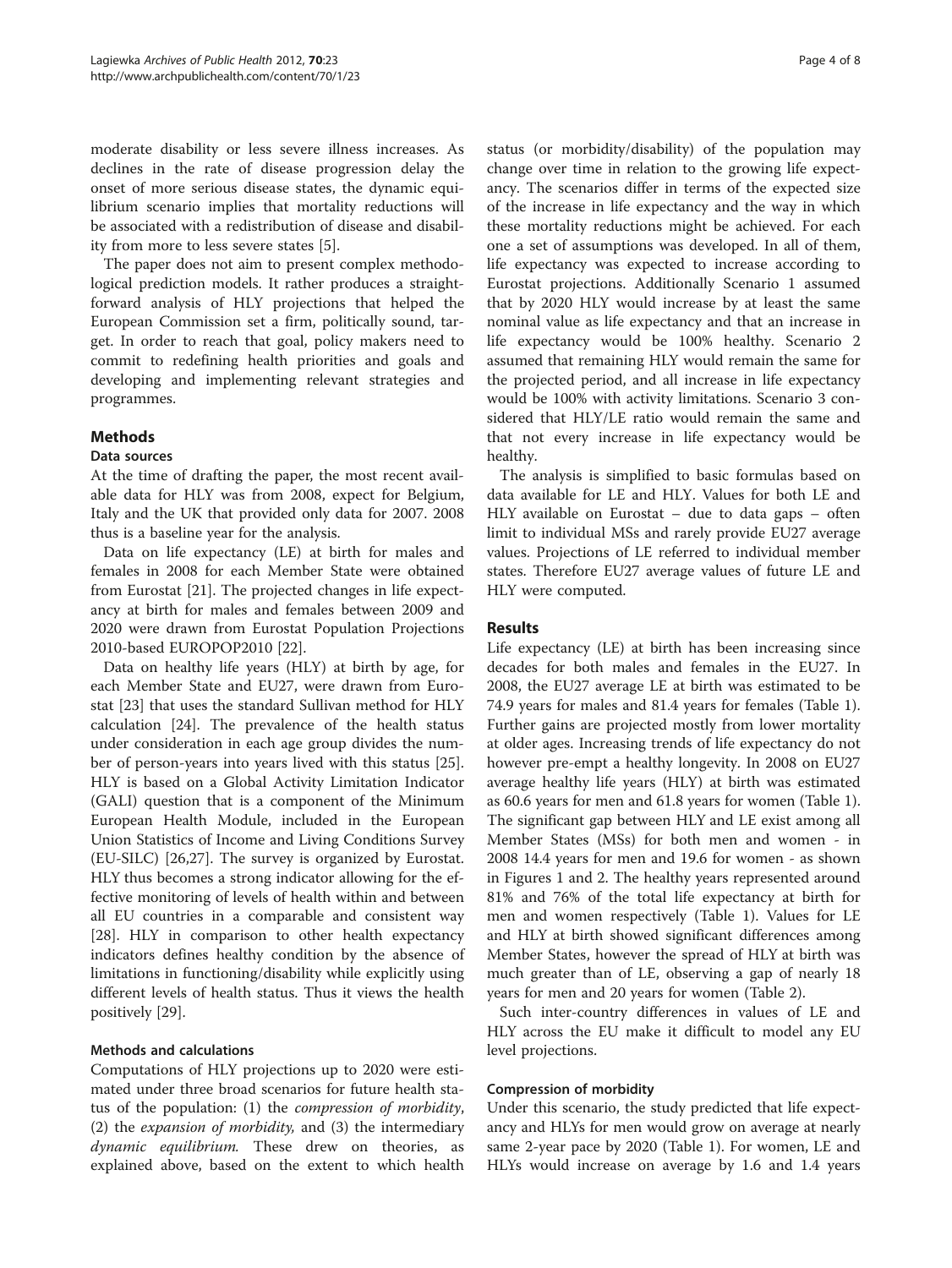moderate disability or less severe illness increases. As declines in the rate of disease progression delay the onset of more serious disease states, the dynamic equilibrium scenario implies that mortality reductions will be associated with a redistribution of disease and disability from more to less severe states [5].

The paper does not aim to present complex methodological prediction models. It rather produces a straightforward analysis of HLY projections that helped the European Commission set a firm, politically sound, target. In order to reach that goal, policy makers need to commit to redefining health priorities and goals and developing and implementing relevant strategies and programmes.

## Methods

### Data sources

At the time of drafting the paper, the most recent available data for HLY was from 2008, expect for Belgium, Italy and the UK that provided only data for 2007. 2008 thus is a baseline year for the analysis.

Data on life expectancy (LE) at birth for males and females in 2008 for each Member State were obtained from Eurostat [21]. The projected changes in life expectancy at birth for males and females between 2009 and 2020 were drawn from Eurostat Population Projections 2010-based EUROPOP2010 [22].

Data on healthy life years (HLY) at birth by age, for each Member State and EU27, were drawn from Eurostat [23] that uses the standard Sullivan method for HLY calculation [24]. The prevalence of the health status under consideration in each age group divides the number of person-years into years lived with this status [25]. HLY is based on a Global Activity Limitation Indicator (GALI) question that is a component of the Minimum European Health Module, included in the European Union Statistics of Income and Living Conditions Survey (EU-SILC) [26,27]. The survey is organized by Eurostat. HLY thus becomes a strong indicator allowing for the effective monitoring of levels of health within and between all EU countries in a comparable and consistent way [28]. HLY in comparison to other health expectancy indicators defines healthy condition by the absence of limitations in functioning/disability while explicitly using different levels of health status. Thus it views the health positively [29].

### Methods and calculations

Computations of HLY projections up to 2020 were estimated under three broad scenarios for future health status of the population: (1) the *compression of morbidity*, (2) the *expansion of morbidity,* and (3) the intermediary *dynamic equilibrium.* These drew on theories, as explained above, based on the extent to which health status (or morbidity/disability) of the population may change over time in relation to the growing life expectancy. The scenarios differ in terms of the expected size of the increase in life expectancy and the way in which these mortality reductions might be achieved. For each one a set of assumptions was developed. In all of them, life expectancy was expected to increase according to Eurostat projections. Additionally Scenario 1 assumed that by 2020 HLY would increase by at least the same nominal value as life expectancy and that an increase in life expectancy would be 100% healthy. Scenario 2 assumed that remaining HLY would remain the same for the projected period, and all increase in life expectancy would be 100% with activity limitations. Scenario 3 considered that HLY/LE ratio would remain the same and that not every increase in life expectancy would be healthy.

The analysis is simplified to basic formulas based on data available for LE and HLY. Values for both LE and HLY available on Eurostat – due to data gaps – often limit to individual MSs and rarely provide EU27 average values. Projections of LE referred to individual member states. Therefore EU27 average values of future LE and HLY were computed.

## Results

Life expectancy (LE) at birth has been increasing since decades for both males and females in the EU27. In 2008, the EU27 average LE at birth was estimated to be 74.9 years for males and 81.4 years for females (Table 1). Further gains are projected mostly from lower mortality at older ages. Increasing trends of life expectancy do not however pre-empt a healthy longevity. In 2008 on EU27 average healthy life years (HLY) at birth was estimated as 60.6 years for men and 61.8 years for women (Table 1). The significant gap between HLY and LE exist among all Member States (MSs) for both men and women - in 2008 14.4 years for men and 19.6 for women - as shown in Figures 1 and 2. The healthy years represented around 81% and 76% of the total life expectancy at birth for men and women respectively (Table 1). Values for LE and HLY at birth showed significant differences among Member States, however the spread of HLY at birth was much greater than of LE, observing a gap of nearly 18 years for men and 20 years for women (Table 2).

Such inter-country differences in values of LE and HLY across the EU make it difficult to model any EU level projections.

### Compression of morbidity

Under this scenario, the study predicted that life expectancy and HLYs for men would grow on average at nearly same 2-year pace by 2020 (Table 1). For women, LE and HLYs would increase on average by 1.6 and 1.4 years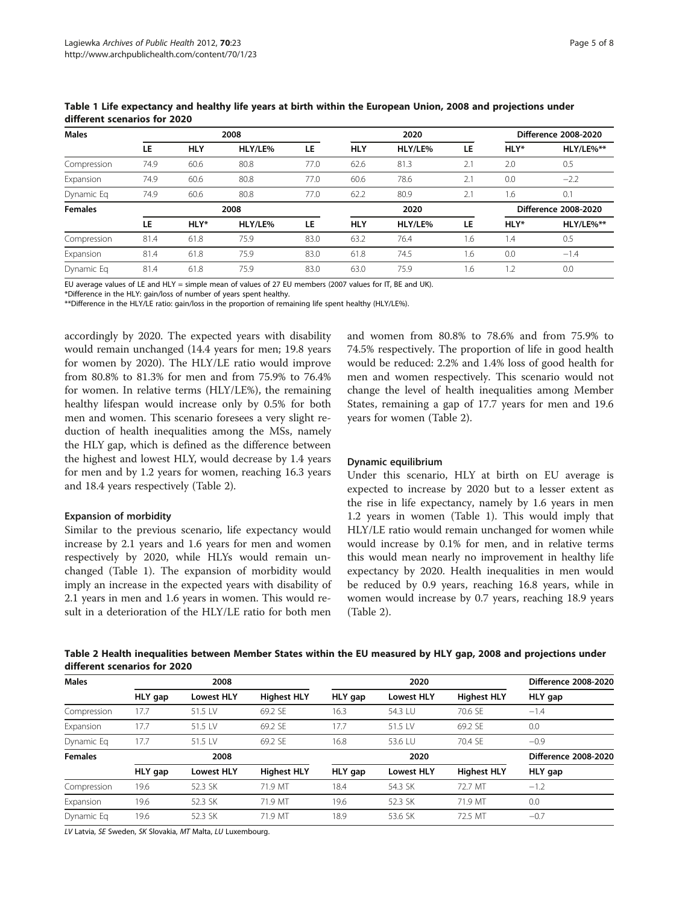**Table 1 Life expectancy and healthy life years at birth within the European Union, 2008 and projections under different scenarios for 2020**

| Males | 2008 | | | 2020 | | | Difference 2008-2020 | | |
|---|---|---|---|---|---|---|---|---|---|
| | LE | HLY | HLY/LE% | LE | HLY | HLY/LE% | LE | HLY* | HLY/LE%** |
| Compression | 74.9 | 60.6 | 80.8 | 77.0 | 62.6 | 81.3 | 2.1 | 2.0 | 0.5 |
| Expansion | 74.9 | 60.6 | 80.8 | 77.0 | 60.6 | 78.6 | 2.1 | 0.0 | −2.2 |
| Dynamic Eq | 74.9 | 60.6 | 80.8 | 77.0 | 62.2 | 80.9 | 2.1 | 1.6 | 0.1 |
| **Females** | **2008** | | | **2020** | | | **Difference 2008-2020** | | |
| | LE | HLY* | HLY/LE% | LE | HLY | HLY/LE% | LE | HLY* | HLY/LE%** |
| Compression | 81.4 | 61.8 | 75.9 | 83.0 | 63.2 | 76.4 | 1.6 | 1.4 | 0.5 |
| Expansion | 81.4 | 61.8 | 75.9 | 83.0 | 61.8 | 74.5 | 1.6 | 0.0 | −1.4 |
| Dynamic Eq | 81.4 | 61.8 | 75.9 | 83.0 | 63.0 | 75.9 | 1.6 | 1.2 | 0.0 |

EU average values of LE and HLY = simple mean of values of 27 EU members (2007 values for IT, BE and UK).
*Difference in the HLY: gain/loss of number of years spent healthy.
**Difference in the HLY/LE ratio: gain/loss in the proportion of remaining life spent healthy (HLY/LE%).

accordingly by 2020. The expected years with disability would remain unchanged (14.4 years for men; 19.8 years for women by 2020). The HLY/LE ratio would improve from 80.8% to 81.3% for men and from 75.9% to 76.4% for women. In relative terms (HLY/LE%), the remaining healthy lifespan would increase only by 0.5% for both men and women. This scenario foresees a very slight reduction of health inequalities among the MSs, namely the HLY gap, which is defined as the difference between the highest and lowest HLY, would decrease by 1.4 years for men and by 1.2 years for women, reaching 16.3 years and 18.4 years respectively (Table 2).

### Expansion of morbidity

Similar to the previous scenario, life expectancy would increase by 2.1 years and 1.6 years for men and women respectively by 2020, while HLYs would remain unchanged (Table 1). The expansion of morbidity would imply an increase in the expected years with disability of 2.1 years in men and 1.6 years in women. This would result in a deterioration of the HLY/LE ratio for both men and women from 80.8% to 78.6% and from 75.9% to 74.5% respectively. The proportion of life in good health would be reduced: 2.2% and 1.4% loss of good health for men and women respectively. This scenario would not change the level of health inequalities among Member States, remaining a gap of 17.7 years for men and 19.6 years for women (Table 2).

### Dynamic equilibrium

Under this scenario, HLY at birth on EU average is expected to increase by 2020 but to a lesser extent as the rise in life expectancy, namely by 1.6 years in men 1.2 years in women (Table 1). This would imply that HLY/LE ratio would remain unchanged for women while would increase by 0.1% for men, and in relative terms this would mean nearly no improvement in healthy life expectancy by 2020. Health inequalities in men would be reduced by 0.9 years, reaching 16.8 years, while in women would increase by 0.7 years, reaching 18.9 years (Table 2).

**Table 2 Health inequalities between Member States within the EU measured by HLY gap, 2008 and projections under different scenarios for 2020**

| Males | 2008 | | | 2020 | | | Difference 2008-2020 |
|---|---|---|---|---|---|---|---|
| | HLY gap | Lowest HLY | Highest HLY | HLY gap | Lowest HLY | Highest HLY | HLY gap |
| Compression | 17.7 | 51.5 LV | 69.2 SE | 16.3 | 54.3 LU | 70.6 SE | −1.4 |
| Expansion | 17.7 | 51.5 LV | 69.2 SE | 17.7 | 51.5 LV | 69.2 SE | 0.0 |
| Dynamic Eq | 17.7 | 51.5 LV | 69.2 SE | 16.8 | 53.6 LU | 70.4 SE | −0.9 |
| **Females** | **2008** | | | **2020** | | | **Difference 2008-2020** |
| | HLY gap | Lowest HLY | Highest HLY | HLY gap | Lowest HLY | Highest HLY | HLY gap |
| Compression | 19.6 | 52.3 SK | 71.9 MT | 18.4 | 54.3 SK | 72.7 MT | −1.2 |
| Expansion | 19.6 | 52.3 SK | 71.9 MT | 19.6 | 52.3 SK | 71.9 MT | 0.0 |
| Dynamic Eq | 19.6 | 52.3 SK | 71.9 MT | 18.9 | 53.6 SK | 72.5 MT | −0.7 |

*LV* Latvia, *SE* Sweden, *SK* Slovakia, *MT* Malta, *LU* Luxembourg.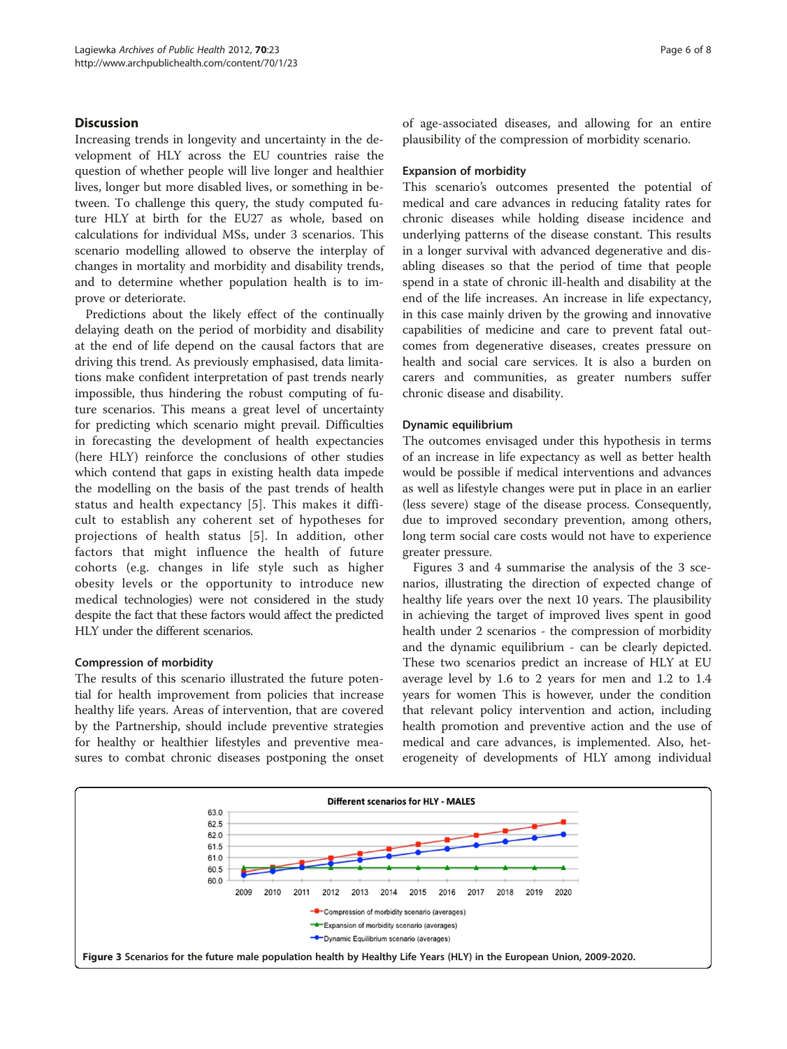## Discussion

Increasing trends in longevity and uncertainty in the development of HLY across the EU countries raise the question of whether people will live longer and healthier lives, longer but more disabled lives, or something in between. To challenge this query, the study computed future HLY at birth for the EU27 as whole, based on calculations for individual MSs, under 3 scenarios. This scenario modelling allowed to observe the interplay of changes in mortality and morbidity and disability trends, and to determine whether population health is to improve or deteriorate.

Predictions about the likely effect of the continually delaying death on the period of morbidity and disability at the end of life depend on the causal factors that are driving this trend. As previously emphasised, data limitations make confident interpretation of past trends nearly impossible, thus hindering the robust computing of future scenarios. This means a great level of uncertainty for predicting which scenario might prevail. Difficulties in forecasting the development of health expectancies (here HLY) reinforce the conclusions of other studies which contend that gaps in existing health data impede the modelling on the basis of the past trends of health status and health expectancy [5]. This makes it difficult to establish any coherent set of hypotheses for projections of health status [5]. In addition, other factors that might influence the health of future cohorts (e.g. changes in life style such as higher obesity levels or the opportunity to introduce new medical technologies) were not considered in the study despite the fact that these factors would affect the predicted HLY under the different scenarios.

### Compression of morbidity

The results of this scenario illustrated the future potential for health improvement from policies that increase healthy life years. Areas of intervention, that are covered by the Partnership, should include preventive strategies for healthy or healthier lifestyles and preventive measures to combat chronic diseases postponing the onset of age-associated diseases, and allowing for an entire plausibility of the compression of morbidity scenario.

### Expansion of morbidity

This scenario's outcomes presented the potential of medical and care advances in reducing fatality rates for chronic diseases while holding disease incidence and underlying patterns of the disease constant. This results in a longer survival with advanced degenerative and disabling diseases so that the period of time that people spend in a state of chronic ill-health and disability at the end of the life increases. An increase in life expectancy, in this case mainly driven by the growing and innovative capabilities of medicine and care to prevent fatal outcomes from degenerative diseases, creates pressure on health and social care services. It is also a burden on carers and communities, as greater numbers suffer chronic disease and disability.

### Dynamic equilibrium

The outcomes envisaged under this hypothesis in terms of an increase in life expectancy as well as better health would be possible if medical interventions and advances as well as lifestyle changes were put in place in an earlier (less severe) stage of the disease process. Consequently, due to improved secondary prevention, among others, long term social care costs would not have to experience greater pressure.

Figures 3 and 4 summarise the analysis of the 3 scenarios, illustrating the direction of expected change of healthy life years over the next 10 years. The plausibility in achieving the target of improved lives spent in good health under 2 scenarios - the compression of morbidity and the dynamic equilibrium - can be clearly depicted. These two scenarios predict an increase of HLY at EU average level by 1.6 to 2 years for men and 1.2 to 1.4 years for women This is however, under the condition that relevant policy intervention and action, including health promotion and preventive action and the use of medical and care advances, is implemented. Also, heterogeneity of developments of HLY among individual

**Figure 3** Scenarios for the future male population health by Healthy Life Years (HLY) in the European Union, 2009-2020.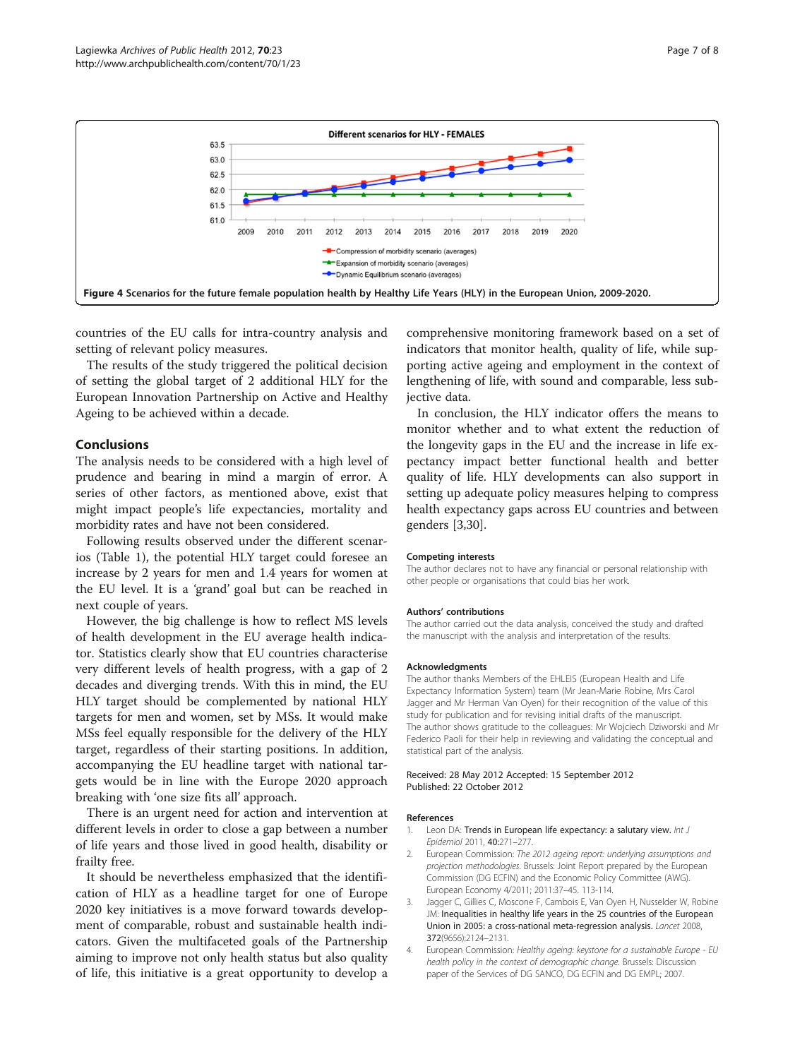Figure 4 Scenarios for the future female population health by Healthy Life Years (HLY) in the European Union, 2009-2020.

countries of the EU calls for intra-country analysis and setting of relevant policy measures.

The results of the study triggered the political decision of setting the global target of 2 additional HLY for the European Innovation Partnership on Active and Healthy Ageing to be achieved within a decade.

## Conclusions

The analysis needs to be considered with a high level of prudence and bearing in mind a margin of error. A series of other factors, as mentioned above, exist that might impact people's life expectancies, mortality and morbidity rates and have not been considered.

Following results observed under the different scenarios (Table 1), the potential HLY target could foresee an increase by 2 years for men and 1.4 years for women at the EU level. It is a 'grand' goal but can be reached in next couple of years.

However, the big challenge is how to reflect MS levels of health development in the EU average health indicator. Statistics clearly show that EU countries characterise very different levels of health progress, with a gap of 2 decades and diverging trends. With this in mind, the EU HLY target should be complemented by national HLY targets for men and women, set by MSs. It would make MSs feel equally responsible for the delivery of the HLY target, regardless of their starting positions. In addition, accompanying the EU headline target with national targets would be in line with the Europe 2020 approach breaking with 'one size fits all' approach.

There is an urgent need for action and intervention at different levels in order to close a gap between a number of life years and those lived in good health, disability or frailty free.

It should be nevertheless emphasized that the identification of HLY as a headline target for one of Europe 2020 key initiatives is a move forward towards development of comparable, robust and sustainable health indicators. Given the multifaceted goals of the Partnership aiming to improve not only health status but also quality of life, this initiative is a great opportunity to develop a comprehensive monitoring framework based on a set of indicators that monitor health, quality of life, while supporting active ageing and employment in the context of lengthening of life, with sound and comparable, less subjective data.

In conclusion, the HLY indicator offers the means to monitor whether and to what extent the reduction of the longevity gaps in the EU and the increase in life expectancy impact better functional health and better quality of life. HLY developments can also support in setting up adequate policy measures helping to compress health expectancy gaps across EU countries and between genders [3,30].

### Competing interests

The author declares not to have any financial or personal relationship with other people or organisations that could bias her work.

### Authors' contributions

The author carried out the data analysis, conceived the study and drafted the manuscript with the analysis and interpretation of the results.

### Acknowledgments

The author thanks Members of the EHLEIS (European Health and Life Expectancy Information System) team (Mr Jean-Marie Robine, Mrs Carol Jagger and Mr Herman Van Oyen) for their recognition of the value of this study for publication and for revising initial drafts of the manuscript.

The author shows gratitude to the colleagues: Mr Wojciech Dziworski and Mr Federico Paoli for their help in reviewing and validating the conceptual and statistical part of the analysis.

Received: 28 May 2012 Accepted: 15 September 2012
Published: 22 October 2012

### References

1. Leon DA: **Trends in European life expectancy: a salutary view.** *Int J Epidemiol* 2011, **40:**271–277.
2. European Commission: *The 2012 ageing report: underlying assumptions and projection methodologies.* Brussels: Joint Report prepared by the European Commission (DG ECFIN) and the Economic Policy Committee (AWG). European Economy 4/2011; 2011:37–45. 113-114.
3. Jagger C, Gillies C, Moscone F, Cambois E, Van Oyen H, Nusselder W, Robine JM: **Inequalities in healthy life years in the 25 countries of the European Union in 2005: a cross-national meta-regression analysis.** *Lancet* 2008, **372**(9656):2124–2131.
4. European Commission: *Healthy ageing: keystone for a sustainable Europe - EU health policy in the context of demographic change.* Brussels: Discussion paper of the Services of DG SANCO, DG ECFIN and DG EMPL; 2007.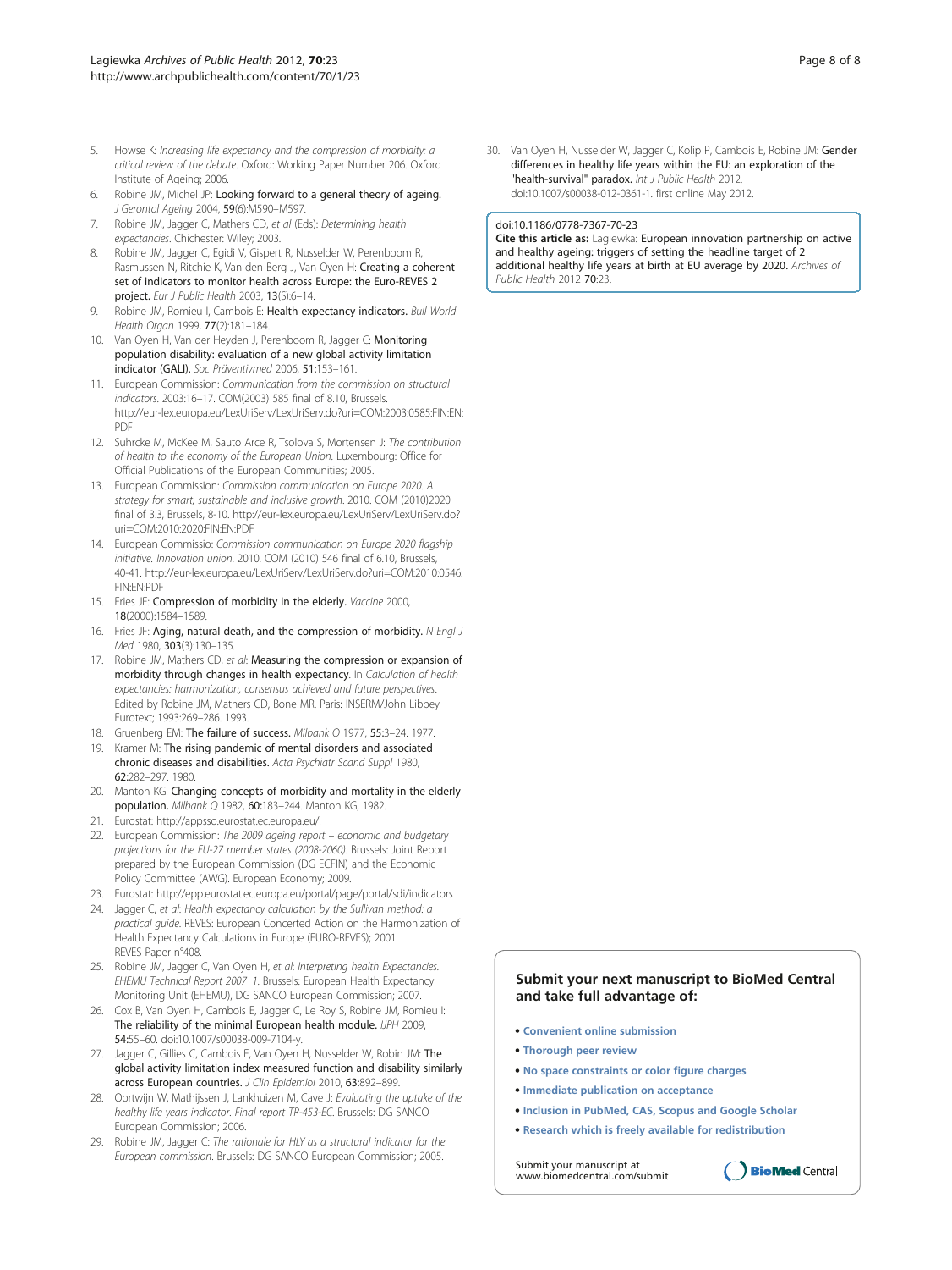5. Howse K: *Increasing life expectancy and the compression of morbidity: a critical review of the debate*. Oxford: Working Paper Number 206. Oxford Institute of Ageing; 2006.
6. Robine JM, Michel JP: **Looking forward to a general theory of ageing.** *J Gerontol Ageing* 2004, **59**(6):M590–M597.
7. Robine JM, Jagger C, Mathers CD, *et al* (Eds): *Determining health expectancies*. Chichester: Wiley; 2003.
8. Robine JM, Jagger C, Egidi V, Gispert R, Nusselder W, Perenboom R, Rasmussen N, Ritchie K, Van den Berg J, Van Oyen H: **Creating a coherent set of indicators to monitor health across Europe: the Euro-REVES 2 project.** *Eur J Public Health* 2003, **13**(S):6–14.
9. Robine JM, Romieu I, Cambois E: **Health expectancy indicators.** *Bull World Health Organ* 1999, **77**(2):181–184.
10. Van Oyen H, Van der Heyden J, Perenboom R, Jagger C: **Monitoring population disability: evaluation of a new global activity limitation indicator (GALI).** *Soc Präventivmed* 2006, **51**:153–161.
11. European Commission: *Communication from the commission on structural indicators*. 2003:16–17. COM(2003) 585 final of 8.10, Brussels. http://eur-lex.europa.eu/LexUriServ/LexUriServ.do?uri=COM:2003:0585:FIN:EN:PDF
12. Suhrcke M, McKee M, Sauto Arce R, Tsolova S, Mortensen J: *The contribution of health to the economy of the European Union*. Luxembourg: Office for Official Publications of the European Communities; 2005.
13. European Commission: *Commission communication on Europe 2020. A strategy for smart, sustainable and inclusive growth*. 2010. COM (2010)2020 final of 3.3, Brussels, 8-10. http://eur-lex.europa.eu/LexUriServ/LexUriServ.do?uri=COM:2010:2020:FIN:EN:PDF
14. European Commissio: *Commission communication on Europe 2020 flagship initiative. Innovation union*. 2010. COM (2010) 546 final of 6.10, Brussels, 40-41. http://eur-lex.europa.eu/LexUriServ/LexUriServ.do?uri=COM:2010:0546:FIN:EN:PDF
15. Fries JF: **Compression of morbidity in the elderly.** *Vaccine* 2000, **18**(2000):1584–1589.
16. Fries JF: **Aging, natural death, and the compression of morbidity.** *N Engl J Med* 1980, **303**(3):130–135.
17. Robine JM, Mathers CD, *et al*: **Measuring the compression or expansion of morbidity through changes in health expectancy**. In *Calculation of health expectancies: harmonization, consensus achieved and future perspectives*. Edited by Robine JM, Mathers CD, Bone MR. Paris: INSERM/John Libbey Eurotext; 1993:269–286. 1993.
18. Gruenberg EM: **The failure of success.** *Milbank Q* 1977, **55**:3–24. 1977.
19. Kramer M: **The rising pandemic of mental disorders and associated chronic diseases and disabilities.** *Acta Psychiatr Scand Suppl* 1980, **62**:282–297. 1980.
20. Manton KG: **Changing concepts of morbidity and mortality in the elderly population.** *Milbank Q* 1982, **60**:183–244. Manton KG, 1982.
21. Eurostat: http://appsso.eurostat.ec.europa.eu/.
22. European Commission: *The 2009 ageing report – economic and budgetary projections for the EU-27 member states (2008-2060)*. Brussels: Joint Report prepared by the European Commission (DG ECFIN) and the Economic Policy Committee (AWG). European Economy; 2009.
23. Eurostat: http://epp.eurostat.ec.europa.eu/portal/page/portal/sdi/indicators
24. Jagger C, *et al*: *Health expectancy calculation by the Sullivan method: a practical guide*. REVES: European Concerted Action on the Harmonization of Health Expectancy Calculations in Europe (EURO-REVES); 2001. REVES Paper n°408.
25. Robine JM, Jagger C, Van Oyen H, *et al*: *Interpreting health Expectancies. EHEMU Technical Report 2007_1*. Brussels: European Health Expectancy Monitoring Unit (EHEMU), DG SANCO European Commission; 2007.
26. Cox B, Van Oyen H, Cambois E, Jagger C, Le Roy S, Robine JM, Romieu I: **The reliability of the minimal European health module.** *IJPH* 2009, **54**:55–60. doi:10.1007/s00038-009-7104-y.
27. Jagger C, Gillies C, Cambois E, Van Oyen H, Nusselder W, Robin JM: **The global activity limitation index measured function and disability similarly across European countries.** *J Clin Epidemiol* 2010, **63**:892–899.
28. Oortwijn W, Mathijssen J, Lankhuizen M, Cave J: *Evaluating the uptake of the healthy life years indicator. Final report TR-453-EC*. Brussels: DG SANCO European Commission; 2006.
29. Robine JM, Jagger C: *The rationale for HLY as a structural indicator for the European commission*. Brussels: DG SANCO European Commission; 2005.
30. Van Oyen H, Nusselder W, Jagger C, Kolip P, Cambois E, Robine JM: **Gender differences in healthy life years within the EU: an exploration of the "health-survival" paradox.** *Int J Public Health* 2012. doi:10.1007/s00038-012-0361-1. first online May 2012.

doi:10.1186/0778-7367-70-23

**Cite this article as:** Lagiewka: European innovation partnership on active and healthy ageing: triggers of setting the headline target of 2 additional healthy life years at birth at EU average by 2020. *Archives of Public Health* 2012 **70**:23.